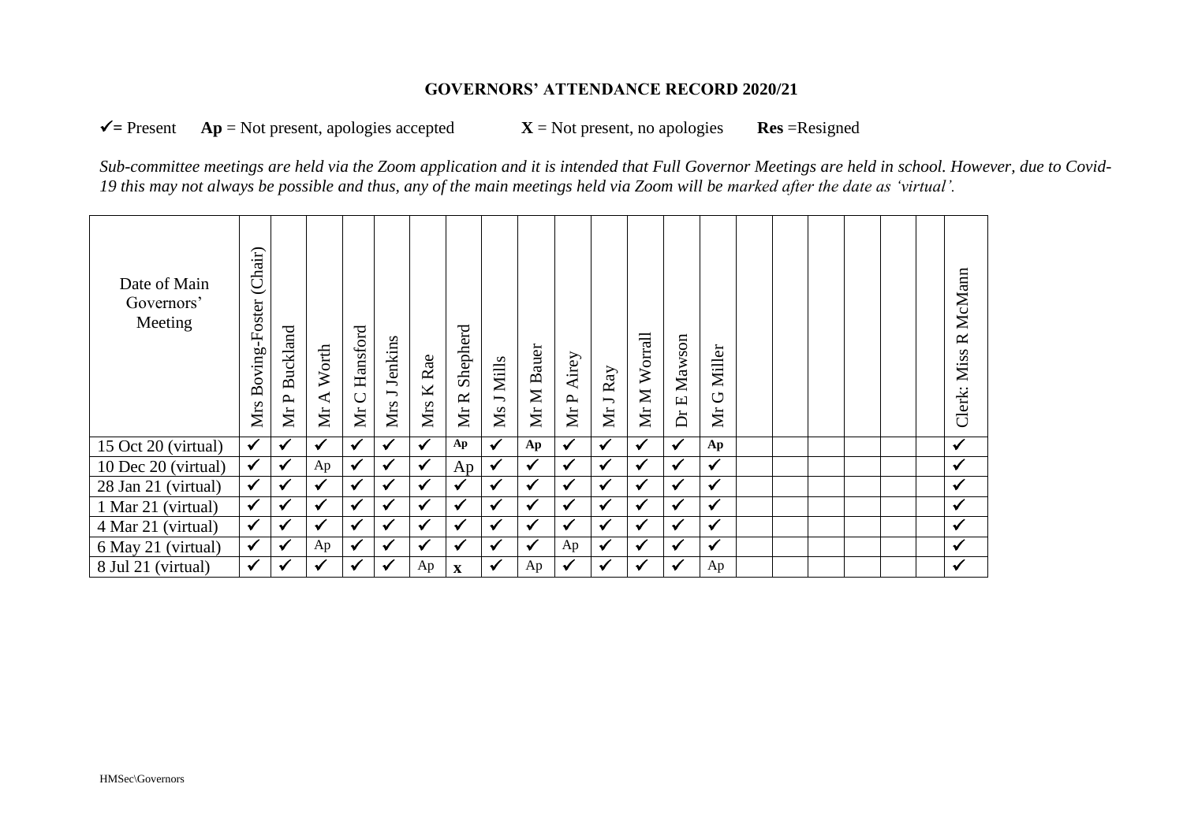# GOVERNORS' ATTENDANCE RECORD 2020/21

**✓=** Present **Ap** = Not present, apologies accepted **X** = Not present, no apologies **Res** =Resigned

*Sub-committee meetings are held via the Zoom application and it is intended that Full Governor Meetings are held in school. However, due to Covid-19 this may not always be possible and thus, any of the main meetings held via Zoom will be marked after the date as 'virtual'.*

| Date of Main Governors' Meeting | Mrs Boving-Foster (Chair) | Mr P Buckland | Mr A Worth | Mr C Hansford | Mrs J Jenkins | Mrs K Rae | Mr R Shepherd | Ms J Mills | Mr M Bauer | Mr P Airey | Mr J Ray | Mr M Worrall | Dr E Mawson | Mr G Miller | | | | | | | Clerk: Miss R McMann |
|---|---|---|---|---|---|---|---|---|---|---|---|---|---|---|---|---|---|---|---|---|---|
| 15 Oct 20 (virtual) | ✓ | ✓ | ✓ | ✓ | ✓ | ✓ | **Ap** | ✓ | **Ap** | ✓ | ✓ | ✓ | ✓ | **Ap** | | | | | | | ✓ |
| 10 Dec 20 (virtual) | ✓ | ✓ | Ap | ✓ | ✓ | ✓ | Ap | ✓ | ✓ | ✓ | ✓ | ✓ | ✓ | ✓ | | | | | | | ✓ |
| 28 Jan 21 (virtual) | ✓ | ✓ | ✓ | ✓ | ✓ | ✓ | ✓ | ✓ | ✓ | ✓ | ✓ | ✓ | ✓ | ✓ | | | | | | | ✓ |
| 1 Mar 21 (virtual) | ✓ | ✓ | ✓ | ✓ | ✓ | ✓ | ✓ | ✓ | ✓ | ✓ | ✓ | ✓ | ✓ | ✓ | | | | | | | ✓ |
| 4 Mar 21 (virtual) | ✓ | ✓ | ✓ | ✓ | ✓ | ✓ | ✓ | ✓ | ✓ | ✓ | ✓ | ✓ | ✓ | ✓ | | | | | | | ✓ |
| 6 May 21 (virtual) | ✓ | ✓ | Ap | ✓ | ✓ | ✓ | ✓ | ✓ | ✓ | Ap | ✓ | ✓ | ✓ | ✓ | | | | | | | ✓ |
| 8 Jul 21 (virtual) | ✓ | ✓ | ✓ | ✓ | ✓ | Ap | **X** | ✓ | Ap | ✓ | ✓ | ✓ | ✓ | Ap | | | | | | | ✓ |

HMSec\Governors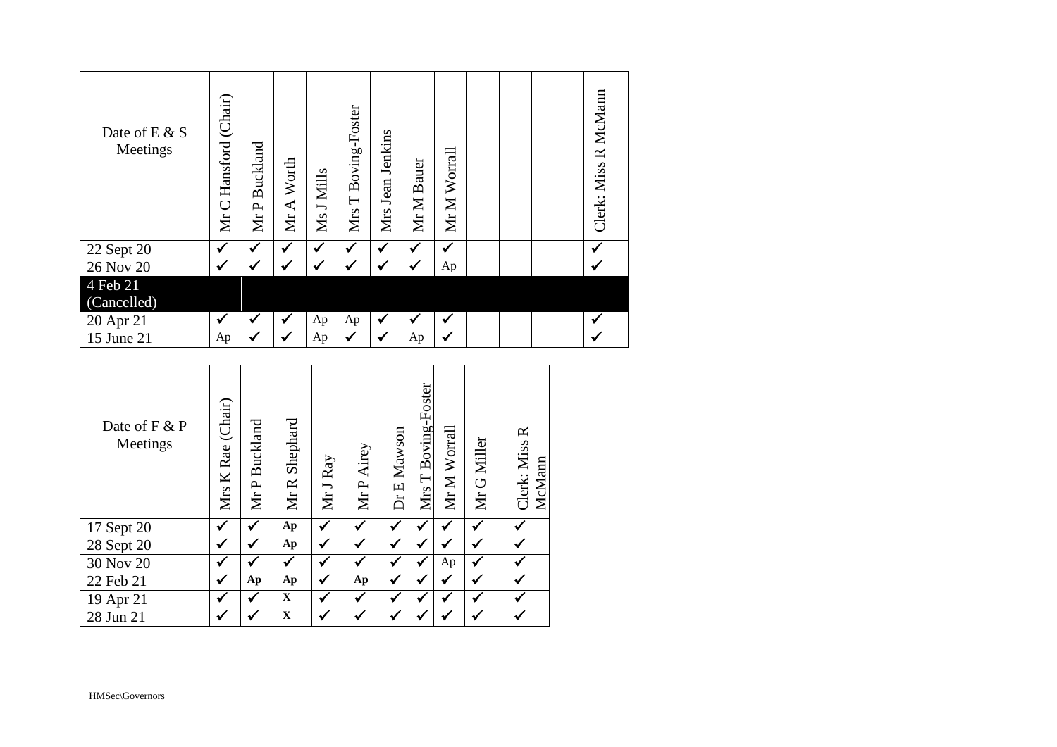| Date of E & S Meetings | Mr C Hansford (Chair) | Mr P Buckland | Mr A Worth | Ms J Mills | Mrs T Boving-Foster | Mrs Jean Jenkins | Mr M Bauer | Mr M Worrall | | | | | Clerk: Miss R McMann |
|---|---|---|---|---|---|---|---|---|---|---|---|---|---|
| 22 Sept 20 | ✓ | ✓ | ✓ | ✓ | ✓ | ✓ | ✓ | ✓ | | | | | ✓ |
| 26 Nov 20 | ✓ | ✓ | ✓ | ✓ | ✓ | ✓ | ✓ | Ap | | | | | ✓ |
| 4 Feb 21 (Cancelled) | | | | | | | | | | | | | |
| 20 Apr 21 | ✓ | ✓ | ✓ | Ap | Ap | ✓ | ✓ | ✓ | | | | | ✓ |
| 15 June 21 | Ap | ✓ | ✓ | Ap | ✓ | ✓ | Ap | ✓ | | | | | ✓ |

| Date of F & P Meetings | Mrs K Rae (Chair) | Mr P Buckland | Mr R Shephard | Mr J Ray | Mr P Airey | Dr E Mawson | Mrs T Boving-Foster | Mr M Worrall | Mr G Miller | Clerk: Miss R McMann |
|---|---|---|---|---|---|---|---|---|---|---|
| 17 Sept 20 | ✓ | ✓ | **Ap** | ✓ | ✓ | ✓ | ✓ | ✓ | ✓ | ✓ |
| 28 Sept 20 | ✓ | ✓ | **Ap** | ✓ | ✓ | ✓ | ✓ | ✓ | ✓ | ✓ |
| 30 Nov 20 | ✓ | ✓ | ✓ | ✓ | ✓ | ✓ | ✓ | Ap | ✓ | ✓ |
| 22 Feb 21 | ✓ | **Ap** | **Ap** | ✓ | **Ap** | ✓ | ✓ | ✓ | ✓ | ✓ |
| 19 Apr 21 | ✓ | ✓ | **X** | ✓ | ✓ | ✓ | ✓ | ✓ | ✓ | ✓ |
| 28 Jun 21 | ✓ | ✓ | **X** | ✓ | ✓ | ✓ | ✓ | ✓ | ✓ | ✓ |

HMSec\Governors